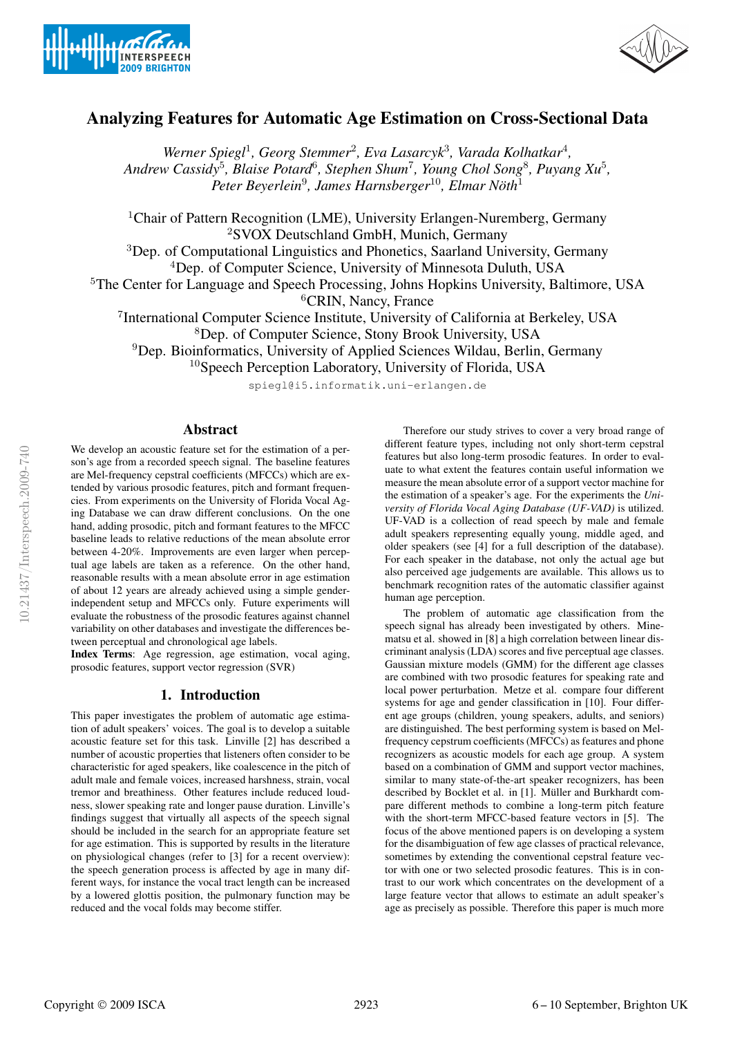# Analyzing Features for Automatic Age Estimation on Cross-Sectional Data

*Werner Spiegl[1], Georg Stemmer[2], Eva Lasarcyk[3], Varada Kolhatkar[4], Andrew Cassidy[5], Blaise Potard[6], Stephen Shum[7], Young Chol Song[8], Puyang Xu[5], Peter Beyerlein[9], James Harnsberger[10], Elmar Nöth[1]*

[1]Chair of Pattern Recognition (LME), University Erlangen-Nuremberg, Germany
[2]SVOX Deutschland GmbH, Munich, Germany
[3]Dep. of Computational Linguistics and Phonetics, Saarland University, Germany
[4]Dep. of Computer Science, University of Minnesota Duluth, USA
[5]The Center for Language and Speech Processing, Johns Hopkins University, Baltimore, USA
[6]CRIN, Nancy, France
[7]International Computer Science Institute, University of California at Berkeley, USA
[8]Dep. of Computer Science, Stony Brook University, USA
[9]Dep. Bioinformatics, University of Applied Sciences Wildau, Berlin, Germany
[10]Speech Perception Laboratory, University of Florida, USA

spiegl@i5.informatik.uni-erlangen.de

## Abstract

We develop an acoustic feature set for the estimation of a person's age from a recorded speech signal. The baseline features are Mel-frequency cepstral coefficients (MFCCs) which are extended by various prosodic features, pitch and formant frequencies. From experiments on the University of Florida Vocal Aging Database we can draw different conclusions. On the one hand, adding prosodic, pitch and formant features to the MFCC baseline leads to relative reductions of the mean absolute error between 4-20%. Improvements are even larger when perceptual age labels are taken as a reference. On the other hand, reasonable results with a mean absolute error in age estimation of about 12 years are already achieved using a simple gender-independent setup and MFCCs only. Future experiments will evaluate the robustness of the prosodic features against channel variability on other databases and investigate the differences between perceptual and chronological age labels.

**Index Terms**: Age regression, age estimation, vocal aging, prosodic features, support vector regression (SVR)

## 1. Introduction

This paper investigates the problem of automatic age estimation of adult speakers' voices. The goal is to develop a suitable acoustic feature set for this task. Linville [2] has described a number of acoustic properties that listeners often consider to be characteristic for aged speakers, like coalescence in the pitch of adult male and female voices, increased harshness, strain, vocal tremor and breathiness. Other features include reduced loudness, slower speaking rate and longer pause duration. Linville's findings suggest that virtually all aspects of the speech signal should be included in the search for an appropriate feature set for age estimation. This is supported by results in the literature on physiological changes (refer to [3] for a recent overview): the speech generation process is affected by age in many different ways, for instance the vocal tract length can be increased by a lowered glottis position, the pulmonary function may be reduced and the vocal folds may become stiffer.

Therefore our study strives to cover a very broad range of different feature types, including not only short-term cepstral features but also long-term prosodic features. In order to evaluate to what extent the features contain useful information we measure the mean absolute error of a support vector machine for the estimation of a speaker's age. For the experiments the *University of Florida Vocal Aging Database (UF-VAD)* is utilized. UF-VAD is a collection of read speech by male and female adult speakers representing equally young, middle aged, and older speakers (see [4] for a full description of the database). For each speaker in the database, not only the actual age but also perceived age judgements are available. This allows us to benchmark recognition rates of the automatic classifier against human age perception.

The problem of automatic age classification from the speech signal has already been investigated by others. Minematsu et al. showed in [8] a high correlation between linear discriminant analysis (LDA) scores and five perceptual age classes. Gaussian mixture models (GMM) for the different age classes are combined with two prosodic features for speaking rate and local power perturbation. Metze et al. compare four different systems for age and gender classification in [10]. Four different age groups (children, young speakers, adults, and seniors) are distinguished. The best performing system is based on Mel-frequency cepstrum coefficients (MFCCs) as features and phone recognizers as acoustic models for each age group. A system based on a combination of GMM and support vector machines, similar to many state-of-the-art speaker recognizers, has been described by Bocklet et al. in [1]. Müller and Burkhardt compare different methods to combine a long-term pitch feature with the short-term MFCC-based feature vectors in [5]. The focus of the above mentioned papers is on developing a system for the disambiguation of few age classes of practical relevance, sometimes by extending the conventional cepstral feature vector with one or two selected prosodic features. This is in contrast to our work which concentrates on the development of a large feature vector that allows to estimate an adult speaker's age as precisely as possible. Therefore this paper is much more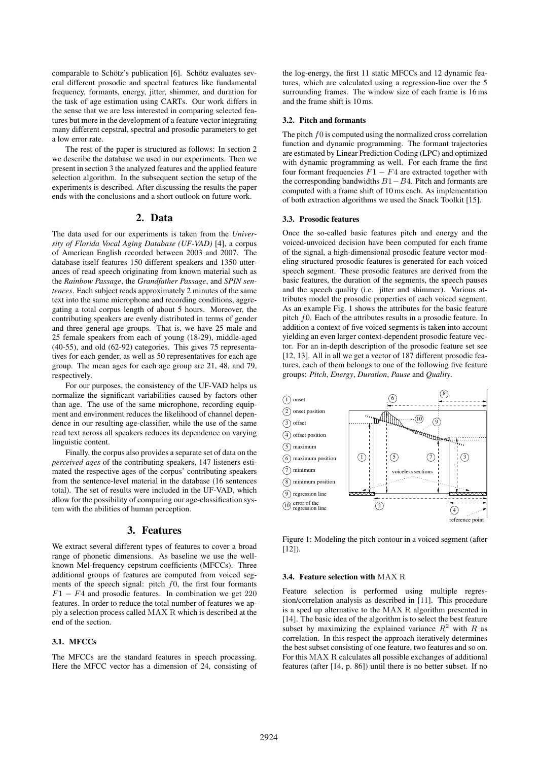comparable to Schötz's publication [6]. Schötz evaluates several different prosodic and spectral features like fundamental frequency, formants, energy, jitter, shimmer, and duration for the task of age estimation using CARTs. Our work differs in the sense that we are less interested in comparing selected features but more in the development of a feature vector integrating many different cepstral, spectral and prosodic parameters to get a low error rate.

The rest of the paper is structured as follows: In section 2 we describe the database we used in our experiments. Then we present in section 3 the analyzed features and the applied feature selection algorithm. In the subsequent section the setup of the experiments is described. After discussing the results the paper ends with the conclusions and a short outlook on future work.

## 2. Data

The data used for our experiments is taken from the *University of Florida Vocal Aging Database (UF-VAD)* [4], a corpus of American English recorded between 2003 and 2007. The database itself features 150 different speakers and 1350 utterances of read speech originating from known material such as the *Rainbow Passage*, the *Grandfather Passage*, and *SPIN sentences*. Each subject reads approximately 2 minutes of the same text into the same microphone and recording conditions, aggregating a total corpus length of about 5 hours. Moreover, the contributing speakers are evenly distributed in terms of gender and three general age groups. That is, we have 25 male and 25 female speakers from each of young (18-29), middle-aged (40-55), and old (62-92) categories. This gives 75 representatives for each gender, as well as 50 representatives for each age group. The mean ages for each age group are 21, 48, and 79, respectively.

For our purposes, the consistency of the UF-VAD helps us normalize the significant variabilities caused by factors other than age. The use of the same microphone, recording equipment and environment reduces the likelihood of channel dependence in our resulting age-classifier, while the use of the same read text across all speakers reduces its dependence on varying linguistic content.

Finally, the corpus also provides a separate set of data on the *perceived ages* of the contributing speakers, 147 listeners estimated the respective ages of the corpus' contributing speakers from the sentence-level material in the database (16 sentences total). The set of results were included in the UF-VAD, which allow for the possibility of comparing our age-classification system with the abilities of human perception.

## 3. Features

We extract several different types of features to cover a broad range of phonetic dimensions. As baseline we use the well-known Mel-frequency cepstrum coefficients (MFCCs). Three additional groups of features are computed from voiced segments of the speech signal: pitch $f0$, the first four formants $F1 - F4$ and prosodic features. In combination we get 220 features. In order to reduce the total number of features we apply a selection process called $\mathrm{MAX\ R}$ which is described at the end of the section.

### 3.1. MFCCs

The MFCCs are the standard features in speech processing. Here the MFCC vector has a dimension of 24, consisting of the log-energy, the first 11 static MFCCs and 12 dynamic features, which are calculated using a regression-line over the 5 surrounding frames. The window size of each frame is 16 ms and the frame shift is 10 ms.

### 3.2. Pitch and formants

The pitch $f0$ is computed using the normalized cross correlation function and dynamic programming. The formant trajectories are estimated by Linear Prediction Coding (LPC) and optimized with dynamic programming as well. For each frame the first four formant frequencies $F1 - F4$ are extracted together with the corresponding bandwidths $B1 - B4$. Pitch and formants are computed with a frame shift of 10 ms each. As implementation of both extraction algorithms we used the Snack Toolkit [15].

### 3.3. Prosodic features

Once the so-called basic features pitch and energy and the voiced-unvoiced decision have been computed for each frame of the signal, a high-dimensional prosodic feature vector modeling structured prosodic features is generated for each voiced speech segment. These prosodic features are derived from the basic features, the duration of the segments, the speech pauses and the speech quality (i.e. jitter and shimmer). Various attributes model the prosodic properties of each voiced segment. As an example Fig. 1 shows the attributes for the basic feature pitch $f0$. Each of the attributes results in a prosodic feature. In addition a context of five voiced segments is taken into account yielding an even larger context-dependent prosodic feature vector. For an in-depth description of the prosodic feature set see [12, 13]. All in all we get a vector of 187 different prosodic features, each of them belongs to one of the following five feature groups: *Pitch*, *Energy*, *Duration*, *Pause* and *Quality*.

Figure 1: Modeling the pitch contour in a voiced segment (after [12]).

### 3.4. Feature selection with $\mathrm{MAX\ R}$

Feature selection is performed using multiple regression/correlation analysis as described in [11]. This procedure is a sped up alternative to the $\mathrm{MAX\ R}$ algorithm presented in [14]. The basic idea of the algorithm is to select the best feature subset by maximizing the explained variance $R^2$ with $R$ as correlation. In this respect the approach iteratively determines the best subset consisting of one feature, two features and so on. For this $\mathrm{MAX\ R}$ calculates all possible exchanges of additional features (after [14, p. 86]) until there is no better subset. If no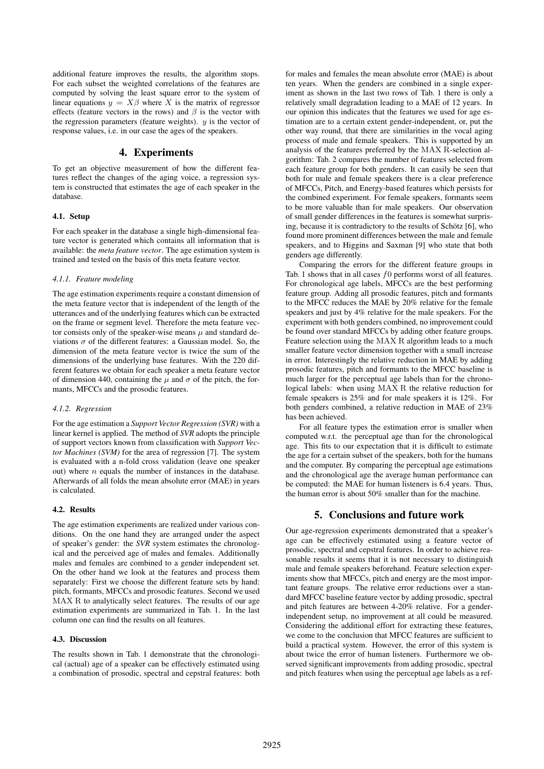additional feature improves the results, the algorithm stops. For each subset the weighted correlations of the features are computed by solving the least square error to the system of linear equations $y = X\beta$ where $X$ is the matrix of regressor effects (feature vectors in the rows) and $\beta$ is the vector with the regression parameters (feature weights). $y$ is the vector of response values, i.e. in our case the ages of the speakers.

## 4. Experiments

To get an objective measurement of how the different features reflect the changes of the aging voice, a regression system is constructed that estimates the age of each speaker in the database.

### 4.1. Setup

For each speaker in the database a single high-dimensional feature vector is generated which contains all information that is available: the *meta feature vector*. The age estimation system is trained and tested on the basis of this meta feature vector.

#### *4.1.1. Feature modeling*

The age estimation experiments require a constant dimension of the meta feature vector that is independent of the length of the utterances and of the underlying features which can be extracted on the frame or segment level. Therefore the meta feature vector consists only of the speaker-wise means $\mu$ and standard deviations $\sigma$ of the different features: a Gaussian model. So, the dimension of the meta feature vector is twice the sum of the dimensions of the underlying base features. With the 220 different features we obtain for each speaker a meta feature vector of dimension 440, containing the $\mu$ and $\sigma$ of the pitch, the formants, MFCCs and the prosodic features.

#### *4.1.2. Regression*

For the age estimation a *Support Vector Regression (SVR)* with a linear kernel is applied. The method of *SVR* adopts the principle of support vectors known from classification with *Support Vector Machines (SVM)* for the area of regression [7]. The system is evaluated with a n-fold cross validation (leave one speaker out) where $n$ equals the number of instances in the database. Afterwards of all folds the mean absolute error (MAE) in years is calculated.

### 4.2. Results

The age estimation experiments are realized under various conditions. On the one hand they are arranged under the aspect of speaker's gender: the *SVR* system estimates the chronological and the perceived age of males and females. Additionally males and females are combined to a gender independent set. On the other hand we look at the features and process them separately: First we choose the different feature sets by hand: pitch, formants, MFCCs and prosodic features. Second we used MAX R to analytically select features. The results of our age estimation experiments are summarized in Tab. 1. In the last column one can find the results on all features.

### 4.3. Discussion

The results shown in Tab. 1 demonstrate that the chronological (actual) age of a speaker can be effectively estimated using a combination of prosodic, spectral and cepstral features: both for males and females the mean absolute error (MAE) is about ten years. When the genders are combined in a single experiment as shown in the last two rows of Tab. 1 there is only a relatively small degradation leading to a MAE of 12 years. In our opinion this indicates that the features we used for age estimation are to a certain extent gender-independent, or, put the other way round, that there are similarities in the vocal aging process of male and female speakers. This is supported by an analysis of the features preferred by the MAX R-selection algorithm: Tab. 2 compares the number of features selected from each feature group for both genders. It can easily be seen that both for male and female speakers there is a clear preference of MFCCs, Pitch, and Energy-based features which persists for the combined experiment. For female speakers, formants seem to be more valuable than for male speakers. Our observation of small gender differences in the features is somewhat surprising, because it is contradictory to the results of Schötz [6], who found more prominent differences between the male and female speakers, and to Higgins and Saxman [9] who state that both genders age differently.

Comparing the errors for the different feature groups in Tab. 1 shows that in all cases $f0$ performs worst of all features. For chronological age labels, MFCCs are the best performing feature group. Adding all prosodic features, pitch and formants to the MFCC reduces the MAE by 20% relative for the female speakers and just by 4% relative for the male speakers. For the experiment with both genders combined, no improvement could be found over standard MFCCs by adding other feature groups. Feature selection using the MAX R algorithm leads to a much smaller feature vector dimension together with a small increase in error. Interestingly the relative reduction in MAE by adding prosodic features, pitch and formants to the MFCC baseline is much larger for the perceptual age labels than for the chronological labels: when using MAX R the relative reduction for female speakers is 25% and for male speakers it is 12%. For both genders combined, a relative reduction in MAE of 23% has been achieved.

For all feature types the estimation error is smaller when computed w.r.t. the perceptual age than for the chronological age. This fits to our expectation that it is difficult to estimate the age for a certain subset of the speakers, both for the humans and the computer. By comparing the perceptual age estimations and the chronological age the average human performance can be computed: the MAE for human listeners is 6.4 years. Thus, the human error is about 50% smaller than for the machine.

## 5. Conclusions and future work

Our age-regression experiments demonstrated that a speaker's age can be effectively estimated using a feature vector of prosodic, spectral and cepstral features. In order to achieve reasonable results it seems that it is not necessary to distinguish male and female speakers beforehand. Feature selection experiments show that MFCCs, pitch and energy are the most important feature groups. The relative error reductions over a standard MFCC baseline feature vector by adding prosodic, spectral and pitch features are between 4-20% relative. For a gender-independent setup, no improvement at all could be measured. Considering the additional effort for extracting these features, we come to the conclusion that MFCC features are sufficient to build a practical system. However, the error of this system is about twice the error of human listeners. Furthermore we observed significant improvements from adding prosodic, spectral and pitch features when using the perceptual age labels as a ref-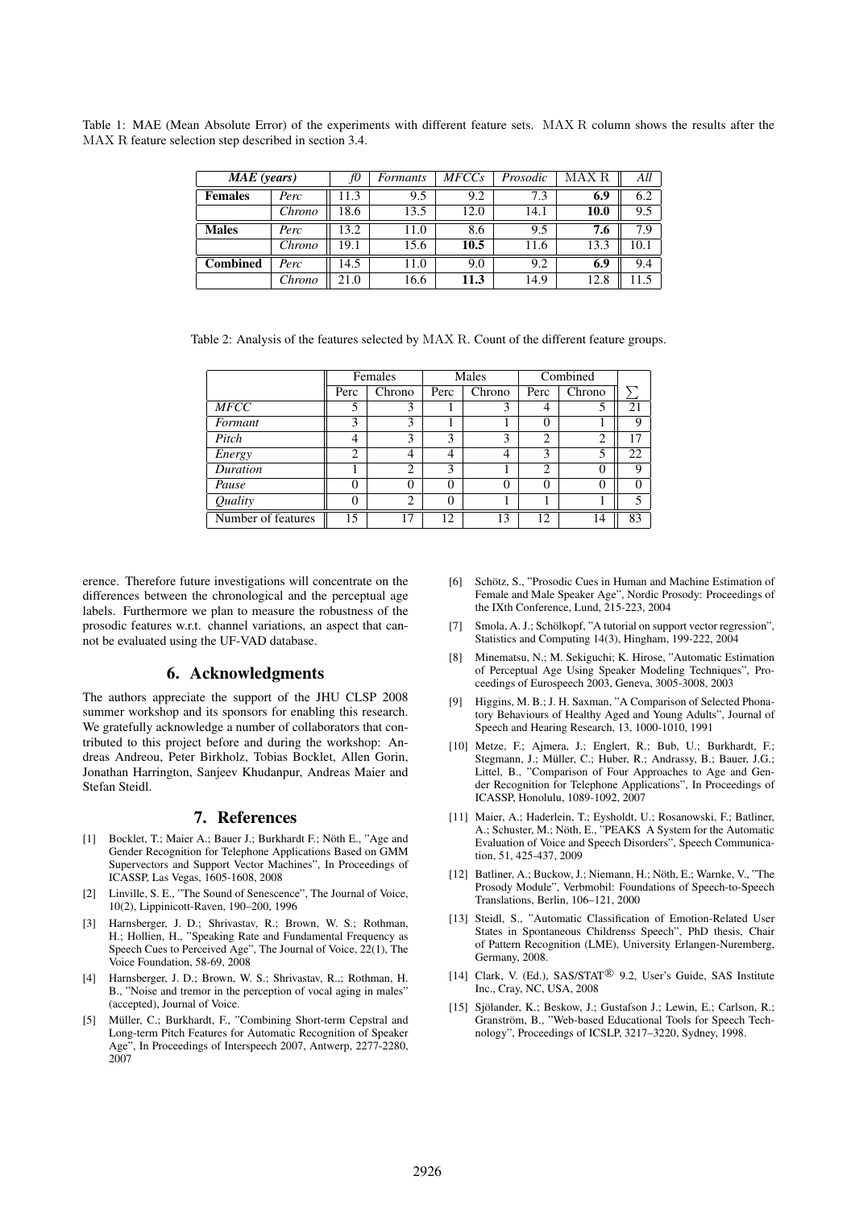Table 1: MAE (Mean Absolute Error) of the experiments with different feature sets. MAX R column shows the results after the MAX R feature selection step described in section 3.4.

| *MAE (years)* | | *f0* | *Formants* | *MFCCs* | *Prosodic* | MAX R | *All* |
|---|---|---|---|---|---|---|---|
| **Females** | *Perc* | 11.3 | 9.5 | 9.2 | 7.3 | **6.9** | 6.2 |
| | *Chrono* | 18.6 | 13.5 | 12.0 | 14.1 | **10.0** | 9.5 |
| **Males** | *Perc* | 13.2 | 11.0 | 8.6 | 9.5 | **7.6** | 7.9 |
| | *Chrono* | 19.1 | 15.6 | **10.5** | 11.6 | 13.3 | 10.1 |
| **Combined** | *Perc* | 14.5 | 11.0 | 9.0 | 9.2 | **6.9** | 9.4 |
| | *Chrono* | 21.0 | 16.6 | **11.3** | 14.9 | 12.8 | 11.5 |

Table 2: Analysis of the features selected by MAX R. Count of the different feature groups.

| | Females | | Males | | Combined | | |
|---|---|---|---|---|---|---|---|
| | Perc | Chrono | Perc | Chrono | Perc | Chrono | $\sum$ |
| *MFCC* | 5 | 3 | 1 | 3 | 4 | 5 | 21 |
| *Formant* | 3 | 3 | 1 | 1 | 0 | 1 | 9 |
| *Pitch* | 4 | 3 | 3 | 3 | 2 | 2 | 17 |
| *Energy* | 2 | 4 | 4 | 4 | 3 | 5 | 22 |
| *Duration* | 1 | 2 | 3 | 1 | 2 | 0 | 9 |
| *Pause* | 0 | 0 | 0 | 0 | 0 | 0 | 0 |
| *Quality* | 0 | 2 | 0 | 1 | 1 | 1 | 5 |
| Number of features | 15 | 17 | 12 | 13 | 12 | 14 | 83 |

erence. Therefore future investigations will concentrate on the differences between the chronological and the perceptual age labels. Furthermore we plan to measure the robustness of the prosodic features w.r.t. channel variations, an aspect that cannot be evaluated using the UF-VAD database.

## 6. Acknowledgments

The authors appreciate the support of the JHU CLSP 2008 summer workshop and its sponsors for enabling this research. We gratefully acknowledge a number of collaborators that contributed to this project before and during the workshop: Andreas Andreou, Peter Birkholz, Tobias Bocklet, Allen Gorin, Jonathan Harrington, Sanjeev Khudanpur, Andreas Maier and Stefan Steidl.

## 7. References

[1] Bocklet, T.; Maier A.; Bauer J.; Burkhardt F.; Nöth E., "Age and Gender Recognition for Telephone Applications Based on GMM Supervectors and Support Vector Machines", In Proceedings of ICASSP, Las Vegas, 1605-1608, 2008

[2] Linville, S. E., "The Sound of Senescence", The Journal of Voice, 10(2), Lippinicott-Raven, 190–200, 1996

[3] Harnsberger, J. D.; Shrivastav, R.; Brown, W. S.; Rothman, H.; Hollien, H., "Speaking Rate and Fundamental Frequency as Speech Cues to Perceived Age", The Journal of Voice, 22(1), The Voice Foundation, 58-69, 2008

[4] Harnsberger, J. D.; Brown, W. S.; Shrivastav, R.,; Rothman, H. B., "Noise and tremor in the perception of vocal aging in males" (accepted), Journal of Voice.

[5] Müller, C.; Burkhardt, F., "Combining Short-term Cepstral and Long-term Pitch Features for Automatic Recognition of Speaker Age", In Proceedings of Interspeech 2007, Antwerp, 2277-2280, 2007

[6] Schötz, S., "Prosodic Cues in Human and Machine Estimation of Female and Male Speaker Age", Nordic Prosody: Proceedings of the IXth Conference, Lund, 215-223, 2004

[7] Smola, A. J.; Schölkopf, "A tutorial on support vector regression", Statistics and Computing 14(3), Hingham, 199-222, 2004

[8] Minematsu, N.; M. Sekiguchi; K. Hirose, "Automatic Estimation of Perceptual Age Using Speaker Modeling Techniques", Proceedings of Eurospeech 2003, Geneva, 3005-3008, 2003

[9] Higgins, M. B.; J. H. Saxman, "A Comparison of Selected Phonatory Behaviours of Healthy Aged and Young Adults", Journal of Speech and Hearing Research, 13, 1000-1010, 1991

[10] Metze, F.; Ajmera, J.; Englert, R.; Bub, U.; Burkhardt, F.; Stegmann, J.; Müller, C.; Huber, R.; Andrassy, B.; Bauer, J.G.; Littel, B., "Comparison of Four Approaches to Age and Gender Recognition for Telephone Applications", In Proceedings of ICASSP, Honolulu, 1089-1092, 2007

[11] Maier, A.; Haderlein, T.; Eysholdt, U.; Rosanowski, F.; Batliner, A.; Schuster, M.; Nöth, E., "PEAKS A System for the Automatic Evaluation of Voice and Speech Disorders", Speech Communication, 51, 425-437, 2009

[12] Batliner, A.; Buckow, J.; Niemann, H.; Nöth, E.; Warnke, V., "The Prosody Module", Verbmobil: Foundations of Speech-to-Speech Translations, Berlin, 106–121, 2000

[13] Steidl, S., "Automatic Classification of Emotion-Related User States in Spontaneous Childrenss Speech", PhD thesis, Chair of Pattern Recognition (LME), University Erlangen-Nuremberg, Germany, 2008.

[14] Clark, V. (Ed.), SAS/STAT® 9.2, User's Guide, SAS Institute Inc., Cray, NC, USA, 2008

[15] Sjölander, K.; Beskow, J.; Gustafson J.; Lewin, E.; Carlson, R.; Granström, B., "Web-based Educational Tools for Speech Technology", Proceedings of ICSLP, 3217–3220, Sydney, 1998.